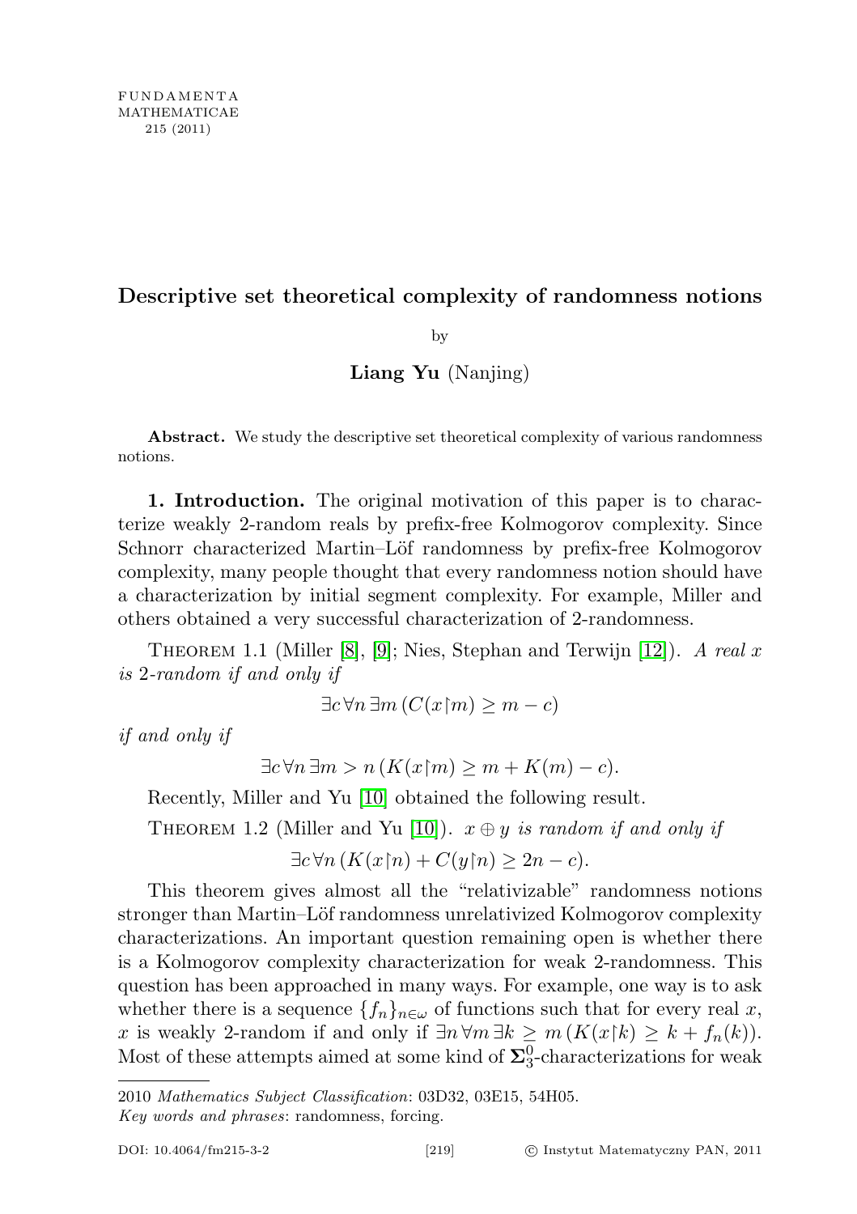# Descriptive set theoretical complexity of randomness notions

by

**Liang Yu** (Nanjing)

**Abstract.** We study the descriptive set theoretical complexity of various randomness notions.

**1. Introduction.** The original motivation of this paper is to characterize weakly 2-random reals by prefix-free Kolmogorov complexity. Since Schnorr characterized Martin–Löf randomness by prefix-free Kolmogorov complexity, many people thought that every randomness notion should have a characterization by initial segment complexity. For example, Miller and others obtained a very successful characterization of 2-randomness.

Theorem 1.1 (Miller [8], [9]; Nies, Stephan and Terwijn [12]). *A real $x$ is 2-random if and only if*

$$\exists c\, \forall n\, \exists m\, (C(x{\upharpoonright}m) \geq m - c)$$

*if and only if*

$$\exists c\, \forall n\, \exists m > n\, (K(x{\upharpoonright}m) \geq m + K(m) - c).$$

Recently, Miller and Yu [10] obtained the following result.

Theorem 1.2 (Miller and Yu [10]). *$x \oplus y$ is random if and only if*

$$\exists c\, \forall n\, (K(x{\upharpoonright}n) + C(y{\upharpoonright}n) \geq 2n - c).$$

This theorem gives almost all the "relativizable" randomness notions stronger than Martin–Löf randomness unrelativized Kolmogorov complexity characterizations. An important question remaining open is whether there is a Kolmogorov complexity characterization for weak 2-randomness. This question has been approached in many ways. For example, one way is to ask whether there is a sequence $\{f_n\}_{n\in\omega}$ of functions such that for every real $x$, $x$ is weakly 2-random if and only if $\exists n\, \forall m\, \exists k \geq m\, (K(x{\upharpoonright}k) \geq k + f_n(k))$. Most of these attempts aimed at some kind of $\mathbf{\Sigma}^0_3$-characterizations for weak

2010 *Mathematics Subject Classification*: 03D32, 03E15, 54H05.

*Key words and phrases*: randomness, forcing.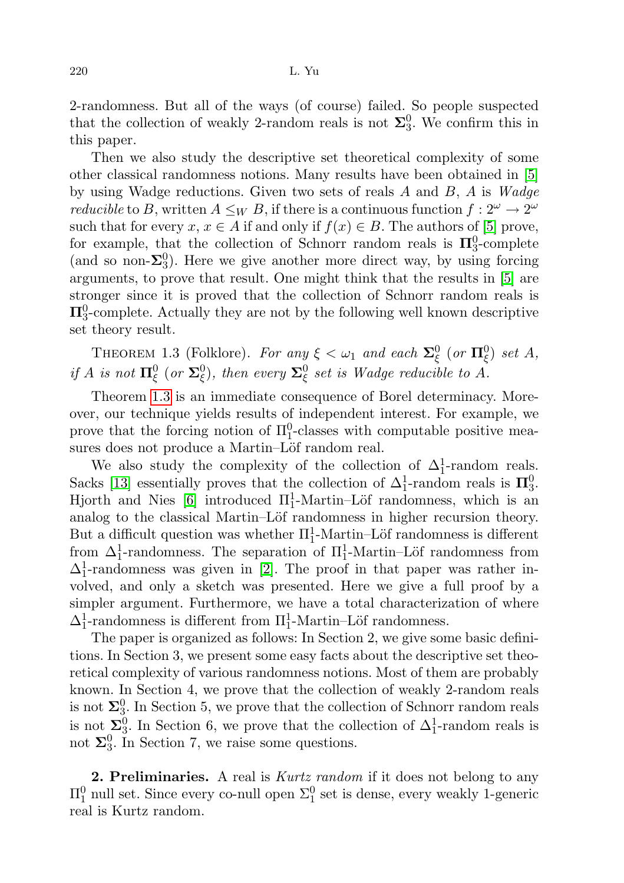2-randomness. But all of the ways (of course) failed. So people suspected that the collection of weakly 2-random reals is not $\mathbf{\Sigma}^0_3$. We confirm this in this paper.

Then we also study the descriptive set theoretical complexity of some other classical randomness notions. Many results have been obtained in [5] by using Wadge reductions. Given two sets of reals $A$ and $B$, $A$ is *Wadge reducible* to $B$, written $A \leq_W B$, if there is a continuous function $f : 2^\omega \to 2^\omega$ such that for every $x$, $x \in A$ if and only if $f(x) \in B$. The authors of [5] prove, for example, that the collection of Schnorr random reals is $\mathbf{\Pi}^0_3$-complete (and so non-$\mathbf{\Sigma}^0_3$). Here we give another more direct way, by using forcing arguments, to prove that result. One might think that the results in [5] are stronger since it is proved that the collection of Schnorr random reals is $\mathbf{\Pi}^0_3$-complete. Actually they are not by the following well known descriptive set theory result.

Theorem 1.3 (Folklore). *For any $\xi < \omega_1$ and each $\mathbf{\Sigma}^0_\xi$ (or $\mathbf{\Pi}^0_\xi$) set $A$, if $A$ is not $\mathbf{\Pi}^0_\xi$ (or $\mathbf{\Sigma}^0_\xi$), then every $\mathbf{\Sigma}^0_\xi$ set is Wadge reducible to $A$.*

Theorem 1.3 is an immediate consequence of Borel determinacy. Moreover, our technique yields results of independent interest. For example, we prove that the forcing notion of $\Pi^0_1$-classes with computable positive measures does not produce a Martin–Löf random real.

We also study the complexity of the collection of $\Delta^1_1$-random reals. Sacks [13] essentially proves that the collection of $\Delta^1_1$-random reals is $\mathbf{\Pi}^0_3$. Hjorth and Nies [6] introduced $\Pi^1_1$-Martin–Löf randomness, which is an analog to the classical Martin–Löf randomness in higher recursion theory. But a difficult question was whether $\Pi^1_1$-Martin–Löf randomness is different from $\Delta^1_1$-randomness. The separation of $\Pi^1_1$-Martin–Löf randomness from $\Delta^1_1$-randomness was given in [2]. The proof in that paper was rather involved, and only a sketch was presented. Here we give a full proof by a simpler argument. Furthermore, we have a total characterization of where $\Delta^1_1$-randomness is different from $\Pi^1_1$-Martin–Löf randomness.

The paper is organized as follows: In Section 2, we give some basic definitions. In Section 3, we present some easy facts about the descriptive set theoretical complexity of various randomness notions. Most of them are probably known. In Section 4, we prove that the collection of weakly 2-random reals is not $\mathbf{\Sigma}^0_3$. In Section 5, we prove that the collection of Schnorr random reals is not $\mathbf{\Sigma}^0_3$. In Section 6, we prove that the collection of $\Delta^1_1$-random reals is not $\mathbf{\Sigma}^0_3$. In Section 7, we raise some questions.

## 2. Preliminaries.

A real is *Kurtz random* if it does not belong to any $\Pi^0_1$ null set. Since every co-null open $\Sigma^0_1$ set is dense, every weakly 1-generic real is Kurtz random.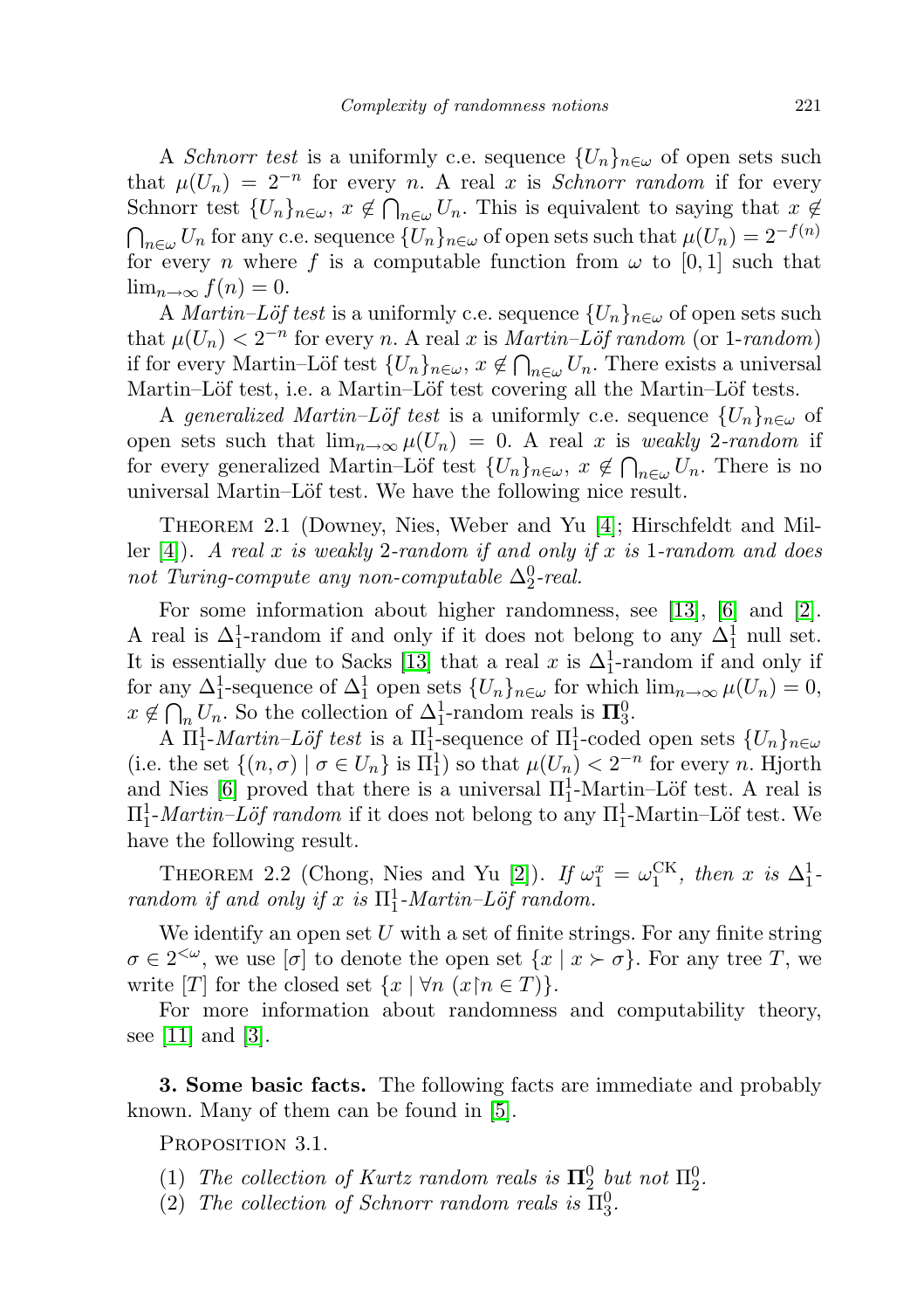A *Schnorr test* is a uniformly c.e. sequence $\{U_n\}_{n\in\omega}$ of open sets such that $\mu(U_n) = 2^{-n}$ for every $n$. A real $x$ is *Schnorr random* if for every Schnorr test $\{U_n\}_{n\in\omega}$, $x \notin \bigcap_{n\in\omega} U_n$. This is equivalent to saying that $x \notin \bigcap_{n\in\omega} U_n$ for any c.e. sequence $\{U_n\}_{n\in\omega}$ of open sets such that $\mu(U_n) = 2^{-f(n)}$ for every $n$ where $f$ is a computable function from $\omega$ to $[0,1]$ such that $\lim_{n\to\infty} f(n) = 0$.

A *Martin–Löf test* is a uniformly c.e. sequence $\{U_n\}_{n\in\omega}$ of open sets such that $\mu(U_n) < 2^{-n}$ for every $n$. A real $x$ is *Martin–Löf random* (or 1-*random*) if for every Martin–Löf test $\{U_n\}_{n\in\omega}$, $x \notin \bigcap_{n\in\omega} U_n$. There exists a universal Martin–Löf test, i.e. a Martin–Löf test covering all the Martin–Löf tests.

A *generalized Martin–Löf test* is a uniformly c.e. sequence $\{U_n\}_{n\in\omega}$ of open sets such that $\lim_{n\to\infty} \mu(U_n) = 0$. A real $x$ is *weakly* 2-*random* if for every generalized Martin–Löf test $\{U_n\}_{n\in\omega}$, $x \notin \bigcap_{n\in\omega} U_n$. There is no universal Martin–Löf test. We have the following nice result.

Theorem 2.1 (Downey, Nies, Weber and Yu [4]; Hirschfeldt and Miller [4]). *A real $x$ is weakly 2-random if and only if $x$ is 1-random and does not Turing-compute any non-computable $\Delta^0_2$-real.*

For some information about higher randomness, see [13], [6] and [2]. A real is $\Delta^1_1$-random if and only if it does not belong to any $\Delta^1_1$ null set. It is essentially due to Sacks [13] that a real $x$ is $\Delta^1_1$-random if and only if for any $\Delta^1_1$-sequence of $\Delta^1_1$ open sets $\{U_n\}_{n\in\omega}$ for which $\lim_{n\to\infty} \mu(U_n) = 0$, $x \notin \bigcap_n U_n$. So the collection of $\Delta^1_1$-random reals is $\mathbf{\Pi}^0_3$.

A $\Pi^1_1$-*Martin–Löf test* is a $\Pi^1_1$-sequence of $\Pi^1_1$-coded open sets $\{U_n\}_{n\in\omega}$ (i.e. the set $\{(n,\sigma) \mid \sigma \in U_n\}$ is $\Pi^1_1$) so that $\mu(U_n) < 2^{-n}$ for every $n$. Hjorth and Nies [6] proved that there is a universal $\Pi^1_1$-Martin–Löf test. A real is $\Pi^1_1$-*Martin–Löf random* if it does not belong to any $\Pi^1_1$-Martin–Löf test. We have the following result.

Theorem 2.2 (Chong, Nies and Yu [2]). *If $\omega_1^x = \omega_1^{\mathrm{CK}}$, then $x$ is $\Delta^1_1$-random if and only if $x$ is $\Pi^1_1$-Martin–Löf random.*

We identify an open set $U$ with a set of finite strings. For any finite string $\sigma \in 2^{<\omega}$, we use $[\sigma]$ to denote the open set $\{x \mid x \succ \sigma\}$. For any tree $T$, we write $[T]$ for the closed set $\{x \mid \forall n\ (x{\upharpoonright}n \in T)\}$.

For more information about randomness and computability theory, see [11] and [3].

**3. Some basic facts.** The following facts are immediate and probably known. Many of them can be found in [5].

Proposition 3.1.

1. *The collection of Kurtz random reals is $\mathbf{\Pi}^0_2$ but not $\Pi^0_2$.*
2. *The collection of Schnorr random reals is $\Pi^0_3$.*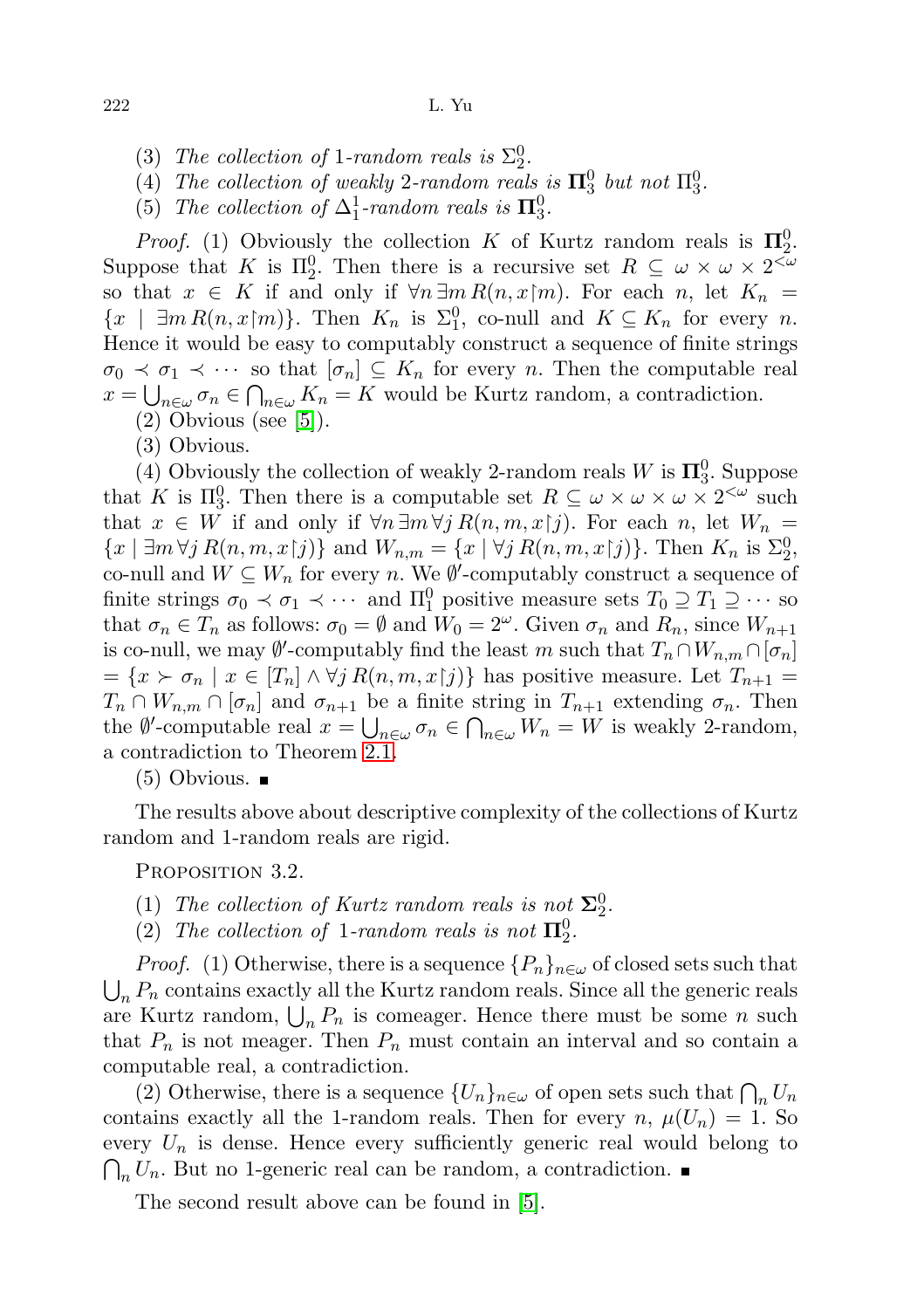(3) *The collection of* 1*-random reals is* $\Sigma^0_2$.

(4) *The collection of weakly* 2*-random reals is* $\mathbf{\Pi}^0_3$ *but not* $\Pi^0_3$.

(5) *The collection of* $\Delta^1_1$*-random reals is* $\mathbf{\Pi}^0_3$.

*Proof.* (1) Obviously the collection $K$ of Kurtz random reals is $\mathbf{\Pi}^0_2$. Suppose that $K$ is $\Pi^0_2$. Then there is a recursive set $R \subseteq \omega \times \omega \times 2^{<\omega}$ so that $x \in K$ if and only if $\forall n \, \exists m \, R(n, x{\restriction}m)$. For each $n$, let $K_n = \{x \mid \exists m \, R(n, x{\restriction}m)\}$. Then $K_n$ is $\Sigma^0_1$, co-null and $K \subseteq K_n$ for every $n$. Hence it would be easy to computably construct a sequence of finite strings $\sigma_0 \prec \sigma_1 \prec \cdots$ so that $[\sigma_n] \subseteq K_n$ for every $n$. Then the computable real $x = \bigcup_{n\in\omega} \sigma_n \in \bigcap_{n\in\omega} K_n = K$ would be Kurtz random, a contradiction.

(2) Obvious (see [5]).

(3) Obvious.

(4) Obviously the collection of weakly 2-random reals $W$ is $\mathbf{\Pi}^0_3$. Suppose that $K$ is $\Pi^0_3$. Then there is a computable set $R \subseteq \omega \times \omega \times \omega \times 2^{<\omega}$ such that $x \in W$ if and only if $\forall n \, \exists m \, \forall j \, R(n, m, x{\restriction}j)$. For each $n$, let $W_n = \{x \mid \exists m \, \forall j \, R(n, m, x{\restriction}j)\}$ and $W_{n,m} = \{x \mid \forall j \, R(n, m, x{\restriction}j)\}$. Then $K_n$ is $\Sigma^0_2$, co-null and $W \subseteq W_n$ for every $n$. We $\emptyset'$-computably construct a sequence of finite strings $\sigma_0 \prec \sigma_1 \prec \cdots$ and $\Pi^0_1$ positive measure sets $T_0 \supseteq T_1 \supseteq \cdots$ so that $\sigma_n \in T_n$ as follows: $\sigma_0 = \emptyset$ and $W_0 = 2^\omega$. Given $\sigma_n$ and $R_n$, since $W_{n+1}$ is co-null, we may $\emptyset'$-computably find the least $m$ such that $T_n \cap W_{n,m} \cap [\sigma_n] = \{x \succ \sigma_n \mid x \in [T_n] \wedge \forall j \, R(n, m, x{\restriction}j)\}$ has positive measure. Let $T_{n+1} = T_n \cap W_{n,m} \cap [\sigma_n]$ and $\sigma_{n+1}$ be a finite string in $T_{n+1}$ extending $\sigma_n$. Then the $\emptyset'$-computable real $x = \bigcup_{n\in\omega} \sigma_n \in \bigcap_{n\in\omega} W_n = W$ is weakly 2-random, a contradiction to Theorem 2.1.

(5) Obvious. ∎

The results above about descriptive complexity of the collections of Kurtz random and 1-random reals are rigid.

Proposition 3.2.

(1) *The collection of Kurtz random reals is not* $\mathbf{\Sigma}^0_2$.

(2) *The collection of* 1*-random reals is not* $\mathbf{\Pi}^0_2$.

*Proof.* (1) Otherwise, there is a sequence $\{P_n\}_{n\in\omega}$ of closed sets such that $\bigcup_n P_n$ contains exactly all the Kurtz random reals. Since all the generic reals are Kurtz random, $\bigcup_n P_n$ is comeager. Hence there must be some $n$ such that $P_n$ is not meager. Then $P_n$ must contain an interval and so contain a computable real, a contradiction.

(2) Otherwise, there is a sequence $\{U_n\}_{n\in\omega}$ of open sets such that $\bigcap_n U_n$ contains exactly all the 1-random reals. Then for every $n$, $\mu(U_n) = 1$. So every $U_n$ is dense. Hence every sufficiently generic real would belong to $\bigcap_n U_n$. But no 1-generic real can be random, a contradiction. ∎

The second result above can be found in [5].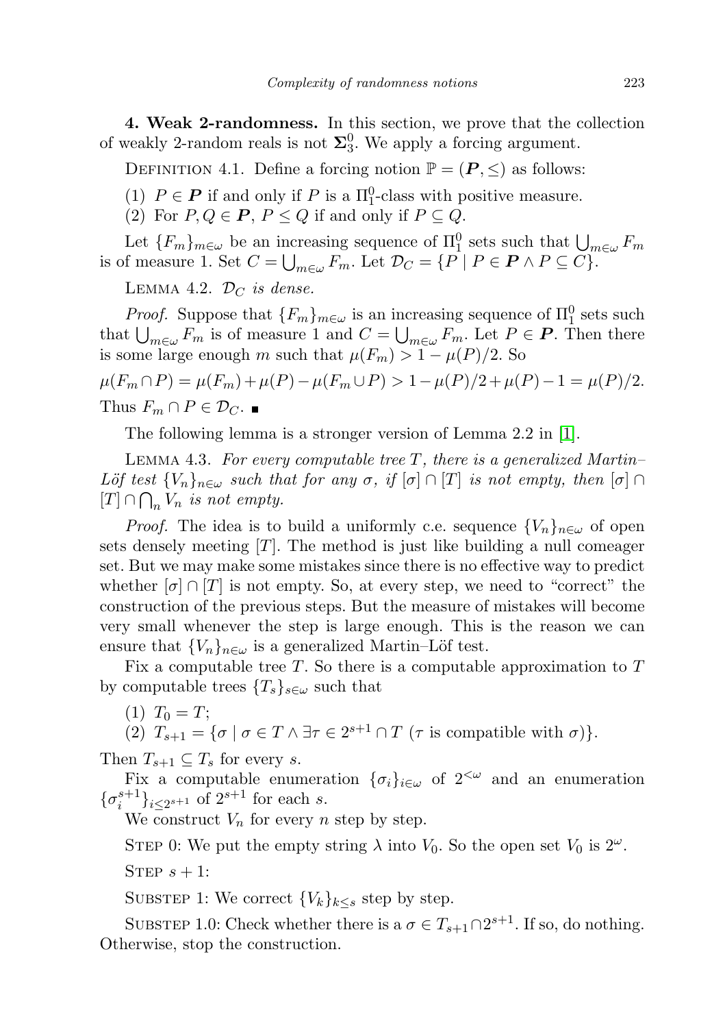**4. Weak 2-randomness.** In this section, we prove that the collection of weakly 2-random reals is not $\boldsymbol{\Sigma}^0_3$. We apply a forcing argument.

Definition 4.1. Define a forcing notion $\mathbb{P} = (\boldsymbol{P}, \leq)$ as follows:

(1) $P \in \boldsymbol{P}$ if and only if $P$ is a $\Pi^0_1$-class with positive measure.

(2) For $P, Q \in \boldsymbol{P}$, $P \leq Q$ if and only if $P \subseteq Q$.

Let $\{F_m\}_{m\in\omega}$ be an increasing sequence of $\Pi^0_1$ sets such that $\bigcup_{m\in\omega} F_m$ is of measure 1. Set $C = \bigcup_{m\in\omega} F_m$. Let $\mathcal{D}_C = \{P \mid P \in \boldsymbol{P} \wedge P \subseteq C\}$.

Lemma 4.2. *$\mathcal{D}_C$ is dense.*

*Proof.* Suppose that $\{F_m\}_{m\in\omega}$ is an increasing sequence of $\Pi^0_1$ sets such that $\bigcup_{m\in\omega} F_m$ is of measure 1 and $C = \bigcup_{m\in\omega} F_m$. Let $P \in \boldsymbol{P}$. Then there is some large enough $m$ such that $\mu(F_m) > 1 - \mu(P)/2$. So

$$\mu(F_m \cap P) = \mu(F_m) + \mu(P) - \mu(F_m \cup P) > 1 - \mu(P)/2 + \mu(P) - 1 = \mu(P)/2.$$

Thus $F_m \cap P \in \mathcal{D}_C$. ∎

The following lemma is a stronger version of Lemma 2.2 in [1].

Lemma 4.3. *For every computable tree $T$, there is a generalized Martin–Löf test $\{V_n\}_{n\in\omega}$ such that for any $\sigma$, if $[\sigma] \cap [T]$ is not empty, then $[\sigma] \cap [T] \cap \bigcap_n V_n$ is not empty.*

*Proof.* The idea is to build a uniformly c.e. sequence $\{V_n\}_{n\in\omega}$ of open sets densely meeting $[T]$. The method is just like building a null comeager set. But we may make some mistakes since there is no effective way to predict whether $[\sigma] \cap [T]$ is not empty. So, at every step, we need to "correct" the construction of the previous steps. But the measure of mistakes will become very small whenever the step is large enough. This is the reason we can ensure that $\{V_n\}_{n\in\omega}$ is a generalized Martin–Löf test.

Fix a computable tree $T$. So there is a computable approximation to $T$ by computable trees $\{T_s\}_{s\in\omega}$ such that

(1) $T_0 = T$;

(2) $T_{s+1} = \{\sigma \mid \sigma \in T \wedge \exists \tau \in 2^{s+1} \cap T\ (\tau \text{ is compatible with } \sigma)\}$.

Then $T_{s+1} \subseteq T_s$ for every $s$.

Fix a computable enumeration $\{\sigma_i\}_{i\in\omega}$ of $2^{<\omega}$ and an enumeration $\{\sigma^{s+1}_i\}_{i\leq 2^{s+1}}$ of $2^{s+1}$ for each $s$.

We construct $V_n$ for every $n$ step by step.

Step 0: We put the empty string $\lambda$ into $V_0$. So the open set $V_0$ is $2^\omega$.

Step $s+1$:

Substep 1: We correct $\{V_k\}_{k\leq s}$ step by step.

Substep 1.0: Check whether there is a $\sigma \in T_{s+1} \cap 2^{s+1}$. If so, do nothing. Otherwise, stop the construction.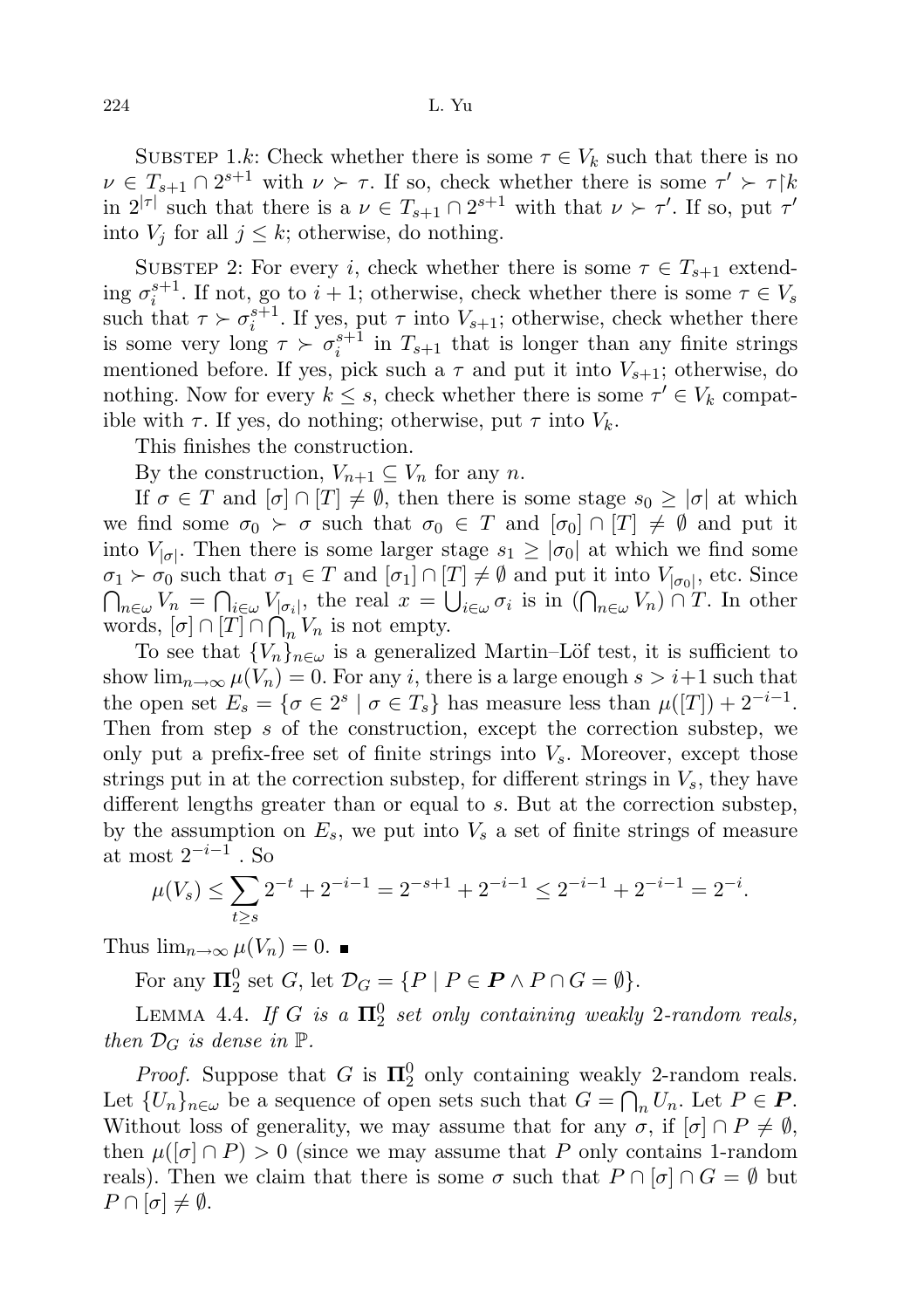SUBSTEP 1.$k$: Check whether there is some $\tau \in V_k$ such that there is no $\nu \in T_{s+1} \cap 2^{s+1}$ with $\nu \succ \tau$. If so, check whether there is some $\tau' \succ \tau\restriction k$ in $2^{|\tau|}$ such that there is a $\nu \in T_{s+1} \cap 2^{s+1}$ with that $\nu \succ \tau'$. If so, put $\tau'$ into $V_j$ for all $j \leq k$; otherwise, do nothing.

SUBSTEP 2: For every $i$, check whether there is some $\tau \in T_{s+1}$ extending $\sigma_i^{s+1}$. If not, go to $i+1$; otherwise, check whether there is some $\tau \in V_s$ such that $\tau \succ \sigma_i^{s+1}$. If yes, put $\tau$ into $V_{s+1}$; otherwise, check whether there is some very long $\tau \succ \sigma_i^{s+1}$ in $T_{s+1}$ that is longer than any finite strings mentioned before. If yes, pick such a $\tau$ and put it into $V_{s+1}$; otherwise, do nothing. Now for every $k \leq s$, check whether there is some $\tau' \in V_k$ compatible with $\tau$. If yes, do nothing; otherwise, put $\tau$ into $V_k$.

This finishes the construction.

By the construction, $V_{n+1} \subseteq V_n$ for any $n$.

If $\sigma \in T$ and $[\sigma] \cap [T] \neq \emptyset$, then there is some stage $s_0 \geq |\sigma|$ at which we find some $\sigma_0 \succ \sigma$ such that $\sigma_0 \in T$ and $[\sigma_0] \cap [T] \neq \emptyset$ and put it into $V_{|\sigma|}$. Then there is some larger stage $s_1 \geq |\sigma_0|$ at which we find some $\sigma_1 \succ \sigma_0$ such that $\sigma_1 \in T$ and $[\sigma_1] \cap [T] \neq \emptyset$ and put it into $V_{|\sigma_0|}$, etc. Since $\bigcap_{n\in\omega} V_n = \bigcap_{i\in\omega} V_{|\sigma_i|}$, the real $x = \bigcup_{i\in\omega} \sigma_i$ is in $(\bigcap_{n\in\omega} V_n) \cap T$. In other words, $[\sigma] \cap [T] \cap \bigcap_n V_n$ is not empty.

To see that $\{V_n\}_{n\in\omega}$ is a generalized Martin–Löf test, it is sufficient to show $\lim_{n\to\infty} \mu(V_n) = 0$. For any $i$, there is a large enough $s > i+1$ such that the open set $E_s = \{\sigma \in 2^s \mid \sigma \in T_s\}$ has measure less than $\mu([T]) + 2^{-i-1}$. Then from step $s$ of the construction, except the correction substep, we only put a prefix-free set of finite strings into $V_s$. Moreover, except those strings put in at the correction substep, for different strings in $V_s$, they have different lengths greater than or equal to $s$. But at the correction substep, by the assumption on $E_s$, we put into $V_s$ a set of finite strings of measure at most $2^{-i-1}$ . So

$$\mu(V_s) \leq \sum_{t\geq s} 2^{-t} + 2^{-i-1} = 2^{-s+1} + 2^{-i-1} \leq 2^{-i-1} + 2^{-i-1} = 2^{-i}.$$

Thus $\lim_{n\to\infty} \mu(V_n) = 0$. ∎

For any $\mathbf{\Pi}_2^0$ set $G$, let $\mathcal{D}_G = \{P \mid P \in \boldsymbol{P} \wedge P \cap G = \emptyset\}$.

LEMMA 4.4. *If $G$ is a $\mathbf{\Pi}_2^0$ set only containing weakly 2-random reals, then $\mathcal{D}_G$ is dense in $\mathbb{P}$.*

*Proof.* Suppose that $G$ is $\mathbf{\Pi}_2^0$ only containing weakly 2-random reals. Let $\{U_n\}_{n\in\omega}$ be a sequence of open sets such that $G = \bigcap_n U_n$. Let $P \in \boldsymbol{P}$. Without loss of generality, we may assume that for any $\sigma$, if $[\sigma] \cap P \neq \emptyset$, then $\mu([\sigma] \cap P) > 0$ (since we may assume that $P$ only contains 1-random reals). Then we claim that there is some $\sigma$ such that $P \cap [\sigma] \cap G = \emptyset$ but $P \cap [\sigma] \neq \emptyset$.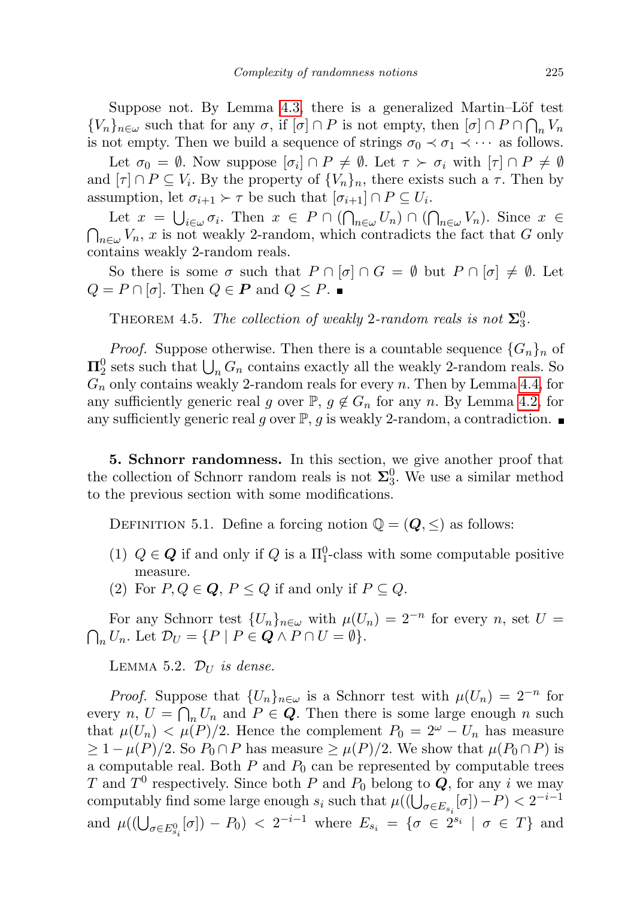Suppose not. By Lemma 4.3, there is a generalized Martin–Löf test $\{V_n\}_{n\in\omega}$ such that for any $\sigma$, if $[\sigma] \cap P$ is not empty, then $[\sigma] \cap P \cap \bigcap_n V_n$ is not empty. Then we build a sequence of strings $\sigma_0 \prec \sigma_1 \prec \cdots$ as follows.

Let $\sigma_0 = \emptyset$. Now suppose $[\sigma_i] \cap P \neq \emptyset$. Let $\tau \succ \sigma_i$ with $[\tau] \cap P \neq \emptyset$ and $[\tau] \cap P \subseteq V_i$. By the property of $\{V_n\}_n$, there exists such a $\tau$. Then by assumption, let $\sigma_{i+1} \succ \tau$ be such that $[\sigma_{i+1}] \cap P \subseteq U_i$.

Let $x = \bigcup_{i\in\omega} \sigma_i$. Then $x \in P \cap (\bigcap_{n\in\omega} U_n) \cap (\bigcap_{n\in\omega} V_n)$. Since $x \in \bigcap_{n\in\omega} V_n$, $x$ is not weakly 2-random, which contradicts the fact that $G$ only contains weakly 2-random reals.

So there is some $\sigma$ such that $P \cap [\sigma] \cap G = \emptyset$ but $P \cap [\sigma] \neq \emptyset$. Let $Q = P \cap [\sigma]$. Then $Q \in \boldsymbol{P}$ and $Q \leq P$. ∎

Theorem 4.5. *The collection of weakly 2-random reals is not $\boldsymbol{\Sigma}^0_3$.*

*Proof.* Suppose otherwise. Then there is a countable sequence $\{G_n\}_n$ of $\boldsymbol{\Pi}^0_2$ sets such that $\bigcup_n G_n$ contains exactly all the weakly 2-random reals. So $G_n$ only contains weakly 2-random reals for every $n$. Then by Lemma 4.4, for any sufficiently generic real $g$ over $\mathbb{P}$, $g \notin G_n$ for any $n$. By Lemma 4.2, for any sufficiently generic real $g$ over $\mathbb{P}$, $g$ is weakly 2-random, a contradiction. ∎

**5. Schnorr randomness.** In this section, we give another proof that the collection of Schnorr random reals is not $\boldsymbol{\Sigma}^0_3$. We use a similar method to the previous section with some modifications.

Definition 5.1. Define a forcing notion $\mathbb{Q} = (\boldsymbol{Q}, \leq)$ as follows:

(1) $Q \in \boldsymbol{Q}$ if and only if $Q$ is a $\Pi^0_1$-class with some computable positive measure.
(2) For $P, Q \in \boldsymbol{Q}$, $P \leq Q$ if and only if $P \subseteq Q$.

For any Schnorr test $\{U_n\}_{n\in\omega}$ with $\mu(U_n) = 2^{-n}$ for every $n$, set $U = \bigcap_n U_n$. Let $\mathcal{D}_U = \{P \mid P \in \boldsymbol{Q} \wedge P \cap U = \emptyset\}$.

Lemma 5.2. *$\mathcal{D}_U$ is dense.*

*Proof.* Suppose that $\{U_n\}_{n\in\omega}$ is a Schnorr test with $\mu(U_n) = 2^{-n}$ for every $n$, $U = \bigcap_n U_n$ and $P \in \boldsymbol{Q}$. Then there is some large enough $n$ such that $\mu(U_n) < \mu(P)/2$. Hence the complement $P_0 = 2^\omega - U_n$ has measure $\geq 1 - \mu(P)/2$. So $P_0 \cap P$ has measure $\geq \mu(P)/2$. We show that $\mu(P_0 \cap P)$ is a computable real. Both $P$ and $P_0$ can be represented by computable trees $T$ and $T^0$ respectively. Since both $P$ and $P_0$ belong to $\boldsymbol{Q}$, for any $i$ we may computably find some large enough $s_i$ such that $\mu((\bigcup_{\sigma\in E_{s_i}}[\sigma]) - P) < 2^{-i-1}$ and $\mu((\bigcup_{\sigma\in E^0_{s_i}}[\sigma]) - P_0) < 2^{-i-1}$ where $E_{s_i} = \{\sigma \in 2^{s_i} \mid \sigma \in T\}$ and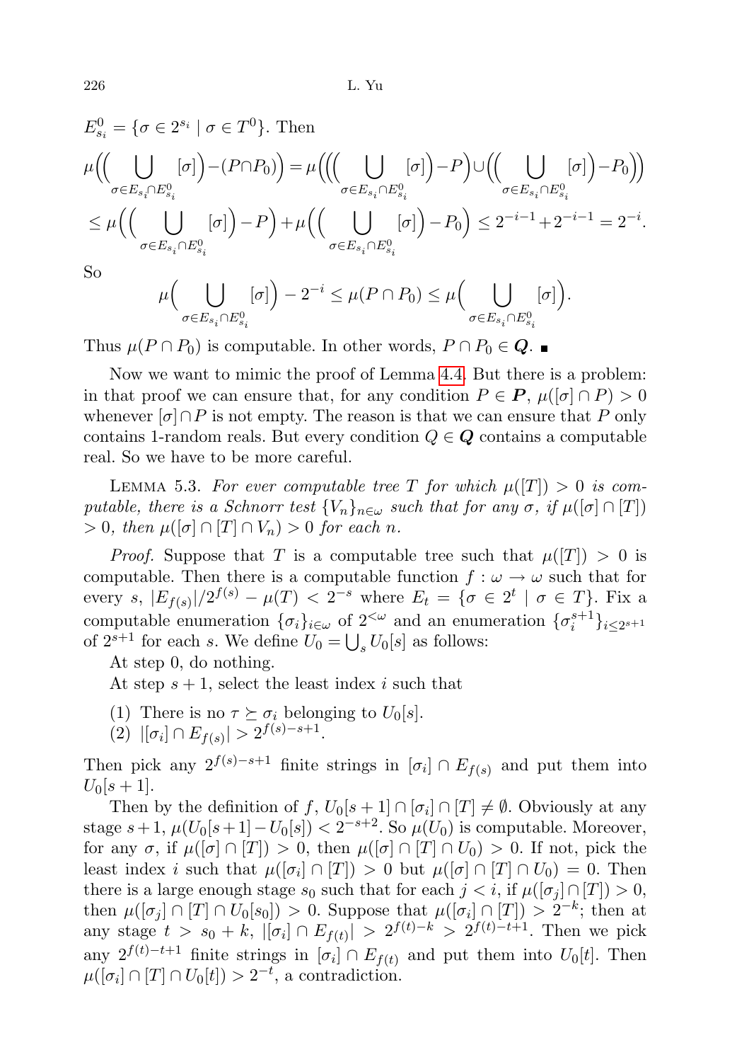$E^0_{s_i} = \{\sigma \in 2^{s_i} \mid \sigma \in T^0\}$. Then

$$\mu\Big(\Big(\bigcup_{\sigma\in E_{s_i}\cap E^0_{s_i}}[\sigma]\Big)-(P\cap P_0)\Big)=\mu\Big(\Big(\Big(\bigcup_{\sigma\in E_{s_i}\cap E^0_{s_i}}[\sigma]\Big)-P\Big)\cup\Big(\Big(\bigcup_{\sigma\in E_{s_i}\cap E^0_{s_i}}[\sigma]\Big)-P_0\Big)\Big)$$

$$\le \mu\Big(\Big(\bigcup_{\sigma\in E_{s_i}\cap E^0_{s_i}}[\sigma]\Big)-P\Big)+\mu\Big(\Big(\bigcup_{\sigma\in E_{s_i}\cap E^0_{s_i}}[\sigma]\Big)-P_0\Big)\le 2^{-i-1}+2^{-i-1}=2^{-i}.$$

So

$$\mu\Big(\bigcup_{\sigma\in E_{s_i}\cap E^0_{s_i}}[\sigma]\Big)-2^{-i}\le \mu(P\cap P_0)\le \mu\Big(\bigcup_{\sigma\in E_{s_i}\cap E^0_{s_i}}[\sigma]\Big).$$

Thus $\mu(P\cap P_0)$ is computable. In other words, $P\cap P_0\in \boldsymbol{Q}$. ∎

Now we want to mimic the proof of Lemma 4.4. But there is a problem: in that proof we can ensure that, for any condition $P\in \boldsymbol{P}$, $\mu([\sigma]\cap P)>0$ whenever $[\sigma]\cap P$ is not empty. The reason is that we can ensure that $P$ only contains 1-random reals. But every condition $Q\in\boldsymbol{Q}$ contains a computable real. So we have to be more careful.

Lemma 5.3. *For ever computable tree $T$ for which $\mu([T])>0$ is computable, there is a Schnorr test $\{V_n\}_{n\in\omega}$ such that for any $\sigma$, if $\mu([\sigma]\cap[T])>0$, then $\mu([\sigma]\cap[T]\cap V_n)>0$ for each $n$.*

*Proof.* Suppose that $T$ is a computable tree such that $\mu([T])>0$ is computable. Then there is a computable function $f:\omega\to\omega$ such that for every $s$, $|E_{f(s)}|/2^{f(s)}-\mu(T)<2^{-s}$ where $E_t=\{\sigma\in 2^t\mid \sigma\in T\}$. Fix a computable enumeration $\{\sigma_i\}_{i\in\omega}$ of $2^{<\omega}$ and an enumeration $\{\sigma^{s+1}_i\}_{i\le 2^{s+1}}$ of $2^{s+1}$ for each $s$. We define $U_0=\bigcup_s U_0[s]$ as follows:

At step 0, do nothing.

At step $s+1$, select the least index $i$ such that

(1) There is no $\tau\succeq\sigma_i$ belonging to $U_0[s]$.
(2) $|[\sigma_i]\cap E_{f(s)}|>2^{f(s)-s+1}$.

Then pick any $2^{f(s)-s+1}$ finite strings in $[\sigma_i]\cap E_{f(s)}$ and put them into $U_0[s+1]$.

Then by the definition of $f$, $U_0[s+1]\cap[\sigma_i]\cap[T]\neq\emptyset$. Obviously at any stage $s+1$, $\mu(U_0[s+1]-U_0[s])<2^{-s+2}$. So $\mu(U_0)$ is computable. Moreover, for any $\sigma$, if $\mu([\sigma]\cap[T])>0$, then $\mu([\sigma]\cap[T]\cap U_0)>0$. If not, pick the least index $i$ such that $\mu([\sigma_i]\cap[T])>0$ but $\mu([\sigma]\cap[T]\cap U_0)=0$. Then there is a large enough stage $s_0$ such that for each $j<i$, if $\mu([\sigma_j]\cap[T])>0$, then $\mu([\sigma_j]\cap[T]\cap U_0[s_0])>0$. Suppose that $\mu([\sigma_i]\cap[T])>2^{-k}$; then at any stage $t>s_0+k$, $|[\sigma_i]\cap E_{f(t)}|>2^{f(t)-k}>2^{f(t)-t+1}$. Then we pick any $2^{f(t)-t+1}$ finite strings in $[\sigma_i]\cap E_{f(t)}$ and put them into $U_0[t]$. Then $\mu([\sigma_i]\cap[T]\cap U_0[t])>2^{-t}$, a contradiction.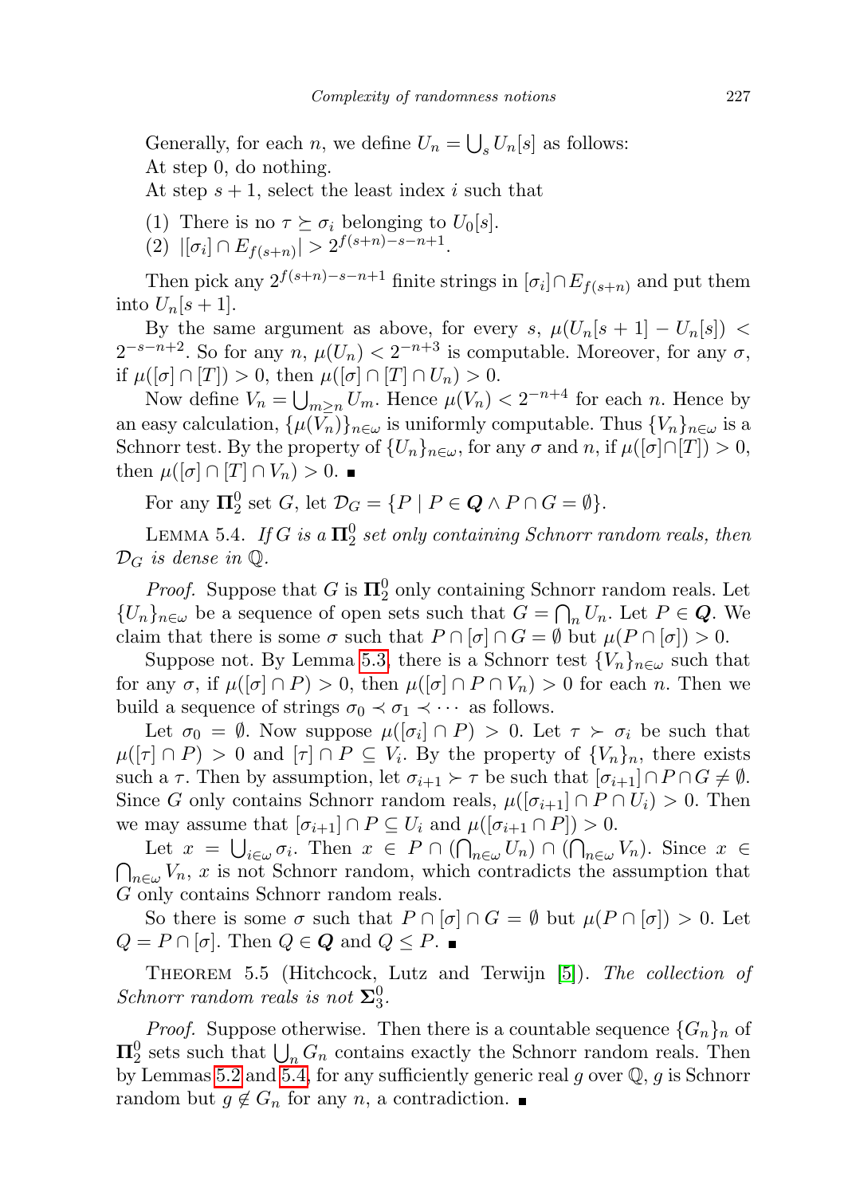Generally, for each $n$, we define $U_n = \bigcup_s U_n[s]$ as follows:

At step 0, do nothing.

At step $s+1$, select the least index $i$ such that

(1) There is no $\tau \succeq \sigma_i$ belonging to $U_0[s]$.

(2) $|[\sigma_i] \cap E_{f(s+n)}| > 2^{f(s+n)-s-n+1}$.

Then pick any $2^{f(s+n)-s-n+1}$ finite strings in $[\sigma_i] \cap E_{f(s+n)}$ and put them into $U_n[s+1]$.

By the same argument as above, for every $s$, $\mu(U_n[s+1] - U_n[s]) < 2^{-s-n+2}$. So for any $n$, $\mu(U_n) < 2^{-n+3}$ is computable. Moreover, for any $\sigma$, if $\mu([\sigma] \cap [T]) > 0$, then $\mu([\sigma] \cap [T] \cap U_n) > 0$.

Now define $V_n = \bigcup_{m \geq n} U_m$. Hence $\mu(V_n) < 2^{-n+4}$ for each $n$. Hence by an easy calculation, $\{\mu(V_n)\}_{n\in\omega}$ is uniformly computable. Thus $\{V_n\}_{n\in\omega}$ is a Schnorr test. By the property of $\{U_n\}_{n\in\omega}$, for any $\sigma$ and $n$, if $\mu([\sigma]\cap[T]) > 0$, then $\mu([\sigma] \cap [T] \cap V_n) > 0$. ∎

For any $\mathbf{\Pi}^0_2$ set $G$, let $\mathcal{D}_G = \{P \mid P \in \boldsymbol{Q} \wedge P \cap G = \emptyset\}$.

Lemma 5.4. *If $G$ is a $\mathbf{\Pi}^0_2$ set only containing Schnorr random reals, then $\mathcal{D}_G$ is dense in $\mathbb{Q}$.*

*Proof.* Suppose that $G$ is $\mathbf{\Pi}^0_2$ only containing Schnorr random reals. Let $\{U_n\}_{n\in\omega}$ be a sequence of open sets such that $G = \bigcap_n U_n$. Let $P \in \boldsymbol{Q}$. We claim that there is some $\sigma$ such that $P \cap [\sigma] \cap G = \emptyset$ but $\mu(P \cap [\sigma]) > 0$.

Suppose not. By Lemma 5.3, there is a Schnorr test $\{V_n\}_{n\in\omega}$ such that for any $\sigma$, if $\mu([\sigma] \cap P) > 0$, then $\mu([\sigma] \cap P \cap V_n) > 0$ for each $n$. Then we build a sequence of strings $\sigma_0 \prec \sigma_1 \prec \cdots$ as follows.

Let $\sigma_0 = \emptyset$. Now suppose $\mu([\sigma_i] \cap P) > 0$. Let $\tau \succ \sigma_i$ be such that $\mu([\tau] \cap P) > 0$ and $[\tau] \cap P \subseteq V_i$. By the property of $\{V_n\}_n$, there exists such a $\tau$. Then by assumption, let $\sigma_{i+1} \succ \tau$ be such that $[\sigma_{i+1}] \cap P \cap G \neq \emptyset$. Since $G$ only contains Schnorr random reals, $\mu([\sigma_{i+1}] \cap P \cap U_i) > 0$. Then we may assume that $[\sigma_{i+1}] \cap P \subseteq U_i$ and $\mu([\sigma_{i+1} \cap P]) > 0$.

Let $x = \bigcup_{i\in\omega} \sigma_i$. Then $x \in P \cap (\bigcap_{n\in\omega} U_n) \cap (\bigcap_{n\in\omega} V_n)$. Since $x \in \bigcap_{n\in\omega} V_n$, $x$ is not Schnorr random, which contradicts the assumption that $G$ only contains Schnorr random reals.

So there is some $\sigma$ such that $P \cap [\sigma] \cap G = \emptyset$ but $\mu(P \cap [\sigma]) > 0$. Let $Q = P \cap [\sigma]$. Then $Q \in \boldsymbol{Q}$ and $Q \leq P$. ∎

Theorem 5.5 (Hitchcock, Lutz and Terwijn [5]). *The collection of Schnorr random reals is not $\mathbf{\Sigma}^0_3$.*

*Proof.* Suppose otherwise. Then there is a countable sequence $\{G_n\}_n$ of $\mathbf{\Pi}^0_2$ sets such that $\bigcup_n G_n$ contains exactly the Schnorr random reals. Then by Lemmas 5.2 and 5.4, for any sufficiently generic real $g$ over $\mathbb{Q}$, $g$ is Schnorr random but $g \notin G_n$ for any $n$, a contradiction. ∎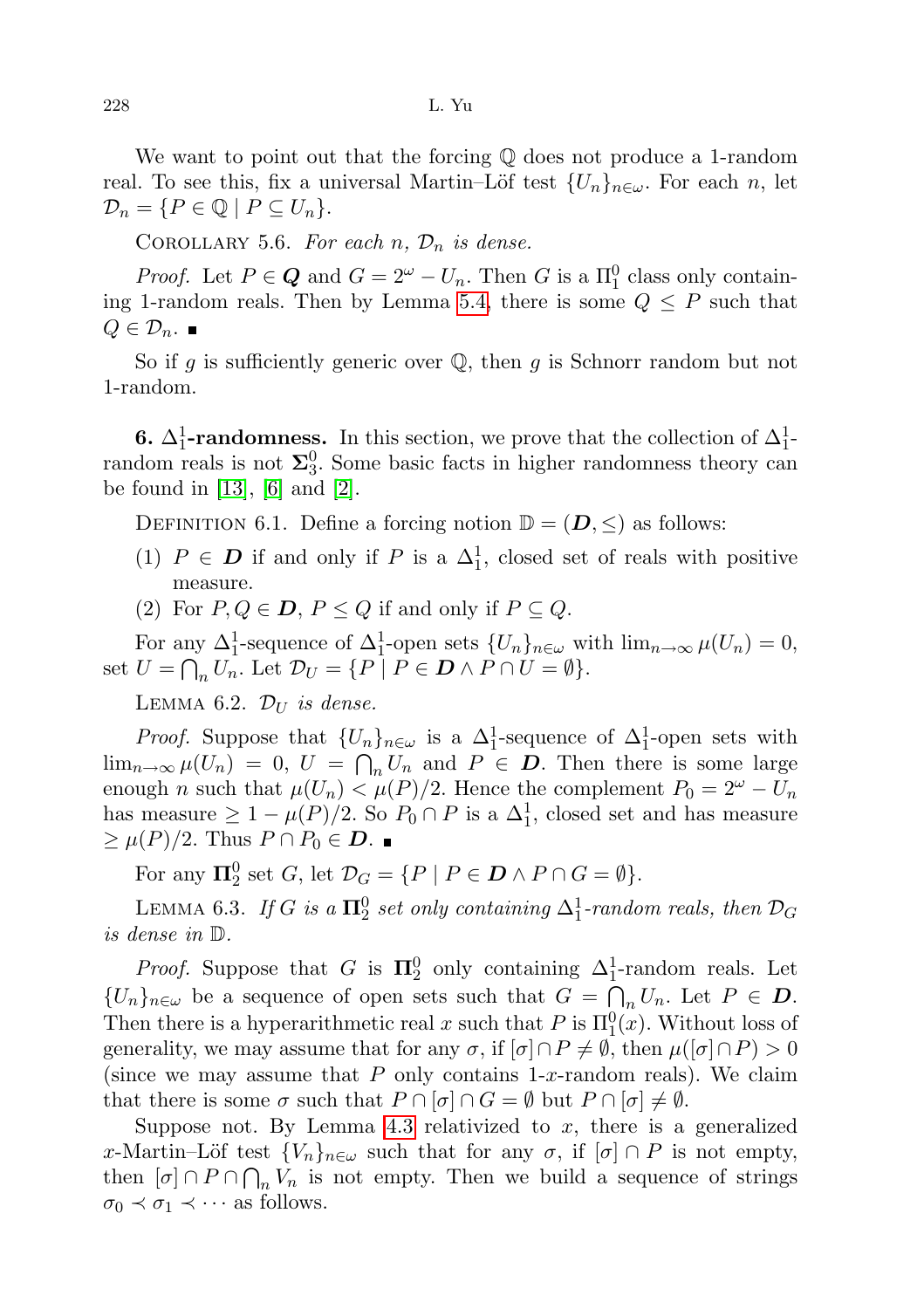We want to point out that the forcing $\mathbb{Q}$ does not produce a 1-random real. To see this, fix a universal Martin–Löf test $\{U_n\}_{n\in\omega}$. For each $n$, let $\mathcal{D}_n = \{P \in \mathbb{Q} \mid P \subseteq U_n\}$.

Corollary 5.6. *For each $n$, $\mathcal{D}_n$ is dense.*

*Proof.* Let $P \in \boldsymbol{Q}$ and $G = 2^\omega - U_n$. Then $G$ is a $\Pi^0_1$ class only containing 1-random reals. Then by Lemma 5.4, there is some $Q \leq P$ such that $Q \in \mathcal{D}_n$. ∎

So if $g$ is sufficiently generic over $\mathbb{Q}$, then $g$ is Schnorr random but not 1-random.

**6. $\Delta^1_1$-randomness.** In this section, we prove that the collection of $\Delta^1_1$-random reals is not $\boldsymbol{\Sigma}^0_3$. Some basic facts in higher randomness theory can be found in [13], [6] and [2].

Definition 6.1. Define a forcing notion $\mathbb{D} = (\boldsymbol{D}, \leq)$ as follows:

1. $P \in \boldsymbol{D}$ if and only if $P$ is a $\Delta^1_1$, closed set of reals with positive measure.
2. For $P, Q \in \boldsymbol{D}$, $P \leq Q$ if and only if $P \subseteq Q$.

For any $\Delta^1_1$-sequence of $\Delta^1_1$-open sets $\{U_n\}_{n\in\omega}$ with $\lim_{n\to\infty} \mu(U_n) = 0$, set $U = \bigcap_n U_n$. Let $\mathcal{D}_U = \{P \mid P \in \boldsymbol{D} \wedge P \cap U = \emptyset\}$.

Lemma 6.2. *$\mathcal{D}_U$ is dense.*

*Proof.* Suppose that $\{U_n\}_{n\in\omega}$ is a $\Delta^1_1$-sequence of $\Delta^1_1$-open sets with $\lim_{n\to\infty} \mu(U_n) = 0$, $U = \bigcap_n U_n$ and $P \in \boldsymbol{D}$. Then there is some large enough $n$ such that $\mu(U_n) < \mu(P)/2$. Hence the complement $P_0 = 2^\omega - U_n$ has measure $\geq 1 - \mu(P)/2$. So $P_0 \cap P$ is a $\Delta^1_1$, closed set and has measure $\geq \mu(P)/2$. Thus $P \cap P_0 \in \boldsymbol{D}$. ∎

For any $\boldsymbol{\Pi}^0_2$ set $G$, let $\mathcal{D}_G = \{P \mid P \in \boldsymbol{D} \wedge P \cap G = \emptyset\}$.

Lemma 6.3. *If $G$ is a $\boldsymbol{\Pi}^0_2$ set only containing $\Delta^1_1$-random reals, then $\mathcal{D}_G$ is dense in $\mathbb{D}$.*

*Proof.* Suppose that $G$ is $\boldsymbol{\Pi}^0_2$ only containing $\Delta^1_1$-random reals. Let $\{U_n\}_{n\in\omega}$ be a sequence of open sets such that $G = \bigcap_n U_n$. Let $P \in \boldsymbol{D}$. Then there is a hyperarithmetic real $x$ such that $P$ is $\Pi^0_1(x)$. Without loss of generality, we may assume that for any $\sigma$, if $[\sigma] \cap P \neq \emptyset$, then $\mu([\sigma] \cap P) > 0$ (since we may assume that $P$ only contains 1-$x$-random reals). We claim that there is some $\sigma$ such that $P \cap [\sigma] \cap G = \emptyset$ but $P \cap [\sigma] \neq \emptyset$.

Suppose not. By Lemma 4.3 relativized to $x$, there is a generalized $x$-Martin–Löf test $\{V_n\}_{n\in\omega}$ such that for any $\sigma$, if $[\sigma] \cap P$ is not empty, then $[\sigma] \cap P \cap \bigcap_n V_n$ is not empty. Then we build a sequence of strings $\sigma_0 \prec \sigma_1 \prec \cdots$ as follows.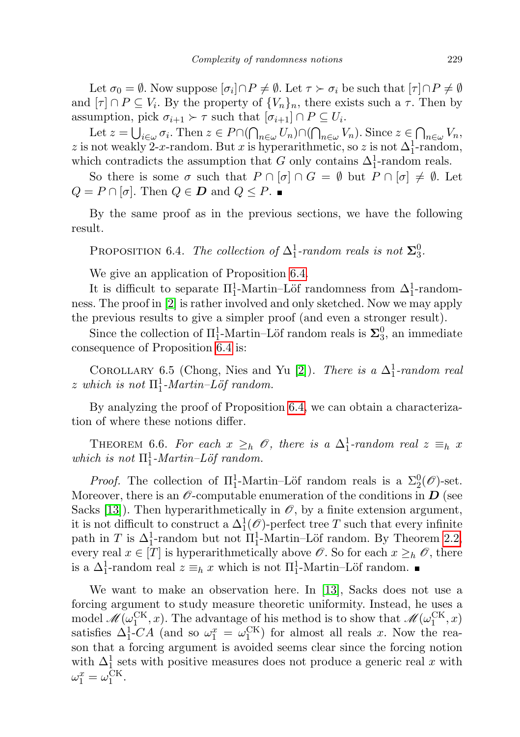Let $\sigma_0 = \emptyset$. Now suppose $[\sigma_i] \cap P \neq \emptyset$. Let $\tau \succ \sigma_i$ be such that $[\tau] \cap P \neq \emptyset$ and $[\tau] \cap P \subseteq V_i$. By the property of $\{V_n\}_n$, there exists such a $\tau$. Then by assumption, pick $\sigma_{i+1} \succ \tau$ such that $[\sigma_{i+1}] \cap P \subseteq U_i$.

Let $z = \bigcup_{i\in\omega} \sigma_i$. Then $z \in P \cap (\bigcap_{n\in\omega} U_n) \cap (\bigcap_{n\in\omega} V_n)$. Since $z \in \bigcap_{n\in\omega} V_n$, $z$ is not weakly 2-$x$-random. But $x$ is hyperarithmetic, so $z$ is not $\Delta^1_1$-random, which contradicts the assumption that $G$ only contains $\Delta^1_1$-random reals.

So there is some $\sigma$ such that $P \cap [\sigma] \cap G = \emptyset$ but $P \cap [\sigma] \neq \emptyset$. Let $Q = P \cap [\sigma]$. Then $Q \in \boldsymbol{D}$ and $Q \leq P$. ∎

By the same proof as in the previous sections, we have the following result.

Proposition 6.4. *The collection of $\Delta^1_1$-random reals is not $\boldsymbol{\Sigma}^0_3$.*

We give an application of Proposition 6.4.

It is difficult to separate $\Pi^1_1$-Martin–Löf randomness from $\Delta^1_1$-randomness. The proof in [2] is rather involved and only sketched. Now we may apply the previous results to give a simpler proof (and even a stronger result).

Since the collection of $\Pi^1_1$-Martin–Löf random reals is $\boldsymbol{\Sigma}^0_3$, an immediate consequence of Proposition 6.4 is:

Corollary 6.5 (Chong, Nies and Yu [2]). *There is a $\Delta^1_1$-random real $z$ which is not $\Pi^1_1$-Martin–Löf random.*

By analyzing the proof of Proposition 6.4, we can obtain a characterization of where these notions differ.

Theorem 6.6. *For each $x \geq_h \mathscr{O}$, there is a $\Delta^1_1$-random real $z \equiv_h x$ which is not $\Pi^1_1$-Martin–Löf random.*

*Proof.* The collection of $\Pi^1_1$-Martin–Löf random reals is a $\Sigma^0_2(\mathscr{O})$-set. Moreover, there is an $\mathscr{O}$-computable enumeration of the conditions in $\boldsymbol{D}$ (see Sacks [13]). Then hyperarithmetically in $\mathscr{O}$, by a finite extension argument, it is not difficult to construct a $\Delta^1_1(\mathscr{O})$-perfect tree $T$ such that every infinite path in $T$ is $\Delta^1_1$-random but not $\Pi^1_1$-Martin–Löf random. By Theorem 2.2, every real $x \in [T]$ is hyperarithmetically above $\mathscr{O}$. So for each $x \geq_h \mathscr{O}$, there is a $\Delta^1_1$-random real $z \equiv_h x$ which is not $\Pi^1_1$-Martin–Löf random. ∎

We want to make an observation here. In [13], Sacks does not use a forcing argument to study measure theoretic uniformity. Instead, he uses a model $\mathscr{M}(\omega_1^{\mathrm{CK}}, x)$. The advantage of his method is to show that $\mathscr{M}(\omega_1^{\mathrm{CK}}, x)$ satisfies $\Delta^1_1$-$CA$ (and so $\omega_1^x = \omega_1^{\mathrm{CK}}$) for almost all reals $x$. Now the reason that a forcing argument is avoided seems clear since the forcing notion with $\Delta^1_1$ sets with positive measures does not produce a generic real $x$ with $\omega_1^x = \omega_1^{\mathrm{CK}}$.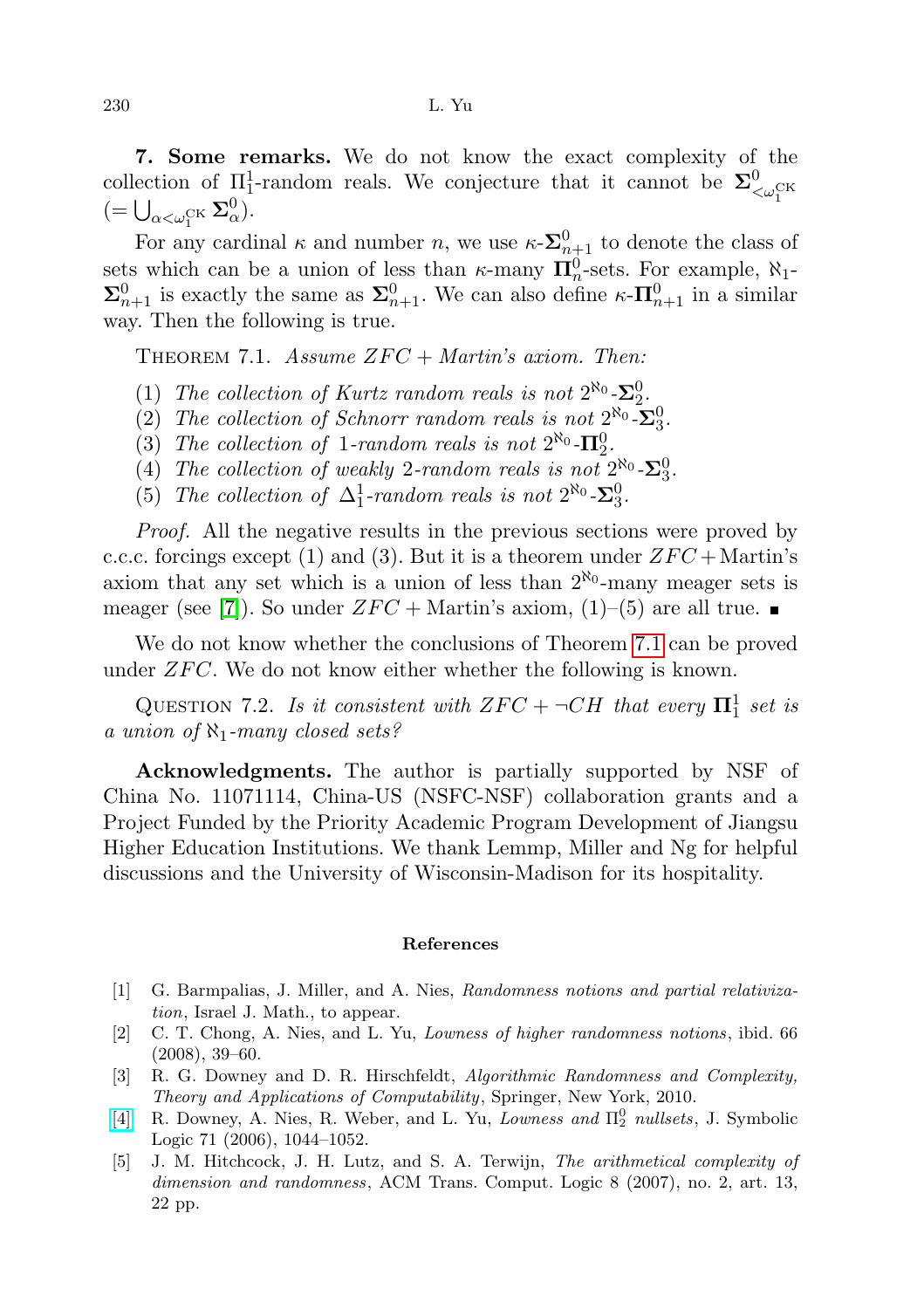**7. Some remarks.** We do not know the exact complexity of the collection of $\Pi^1_1$-random reals. We conjecture that it cannot be $\mathbf{\Sigma}^0_{<\omega_1^{\mathrm{CK}}}$ $(= \bigcup_{\alpha<\omega_1^{\mathrm{CK}}} \mathbf{\Sigma}^0_\alpha)$.

For any cardinal $\kappa$ and number $n$, we use $\kappa$-$\mathbf{\Sigma}^0_{n+1}$ to denote the class of sets which can be a union of less than $\kappa$-many $\mathbf{\Pi}^0_n$-sets. For example, $\aleph_1$-$\mathbf{\Sigma}^0_{n+1}$ is exactly the same as $\mathbf{\Sigma}^0_{n+1}$. We can also define $\kappa$-$\mathbf{\Pi}^0_{n+1}$ in a similar way. Then the following is true.

Theorem 7.1. *Assume ZFC + Martin's axiom. Then:*

(1) *The collection of Kurtz random reals is not* $2^{\aleph_0}$-$\mathbf{\Sigma}^0_2$.
(2) *The collection of Schnorr random reals is not* $2^{\aleph_0}$-$\mathbf{\Sigma}^0_3$.
(3) *The collection of* 1*-random reals is not* $2^{\aleph_0}$-$\mathbf{\Pi}^0_2$.
(4) *The collection of weakly* 2*-random reals is not* $2^{\aleph_0}$-$\mathbf{\Sigma}^0_3$.
(5) *The collection of* $\Delta^1_1$*-random reals is not* $2^{\aleph_0}$-$\mathbf{\Sigma}^0_3$.

*Proof.* All the negative results in the previous sections were proved by c.c.c. forcings except (1) and (3). But it is a theorem under $ZFC$ + Martin's axiom that any set which is a union of less than $2^{\aleph_0}$-many meager sets is meager (see [7]). So under $ZFC$ + Martin's axiom, (1)–(5) are all true. ∎

We do not know whether the conclusions of Theorem 7.1 can be proved under $ZFC$. We do not know either whether the following is known.

Question 7.2. *Is it consistent with* $ZFC + \neg CH$ *that every* $\mathbf{\Pi}^1_1$ *set is a union of* $\aleph_1$*-many closed sets?*

**Acknowledgments.** The author is partially supported by NSF of China No. 11071114, China-US (NSFC-NSF) collaboration grants and a Project Funded by the Priority Academic Program Development of Jiangsu Higher Education Institutions. We thank Lemmp, Miller and Ng for helpful discussions and the University of Wisconsin-Madison for its hospitality.

## References

[1] G. Barmpalias, J. Miller, and A. Nies, *Randomness notions and partial relativization*, Israel J. Math., to appear.

[2] C. T. Chong, A. Nies, and L. Yu, *Lowness of higher randomness notions*, ibid. 66 (2008), 39–60.

[3] R. G. Downey and D. R. Hirschfeldt, *Algorithmic Randomness and Complexity, Theory and Applications of Computability*, Springer, New York, 2010.

[4] R. Downey, A. Nies, R. Weber, and L. Yu, *Lowness and* $\Pi^0_2$ *nullsets*, J. Symbolic Logic 71 (2006), 1044–1052.

[5] J. M. Hitchcock, J. H. Lutz, and S. A. Terwijn, *The arithmetical complexity of dimension and randomness*, ACM Trans. Comput. Logic 8 (2007), no. 2, art. 13, 22 pp.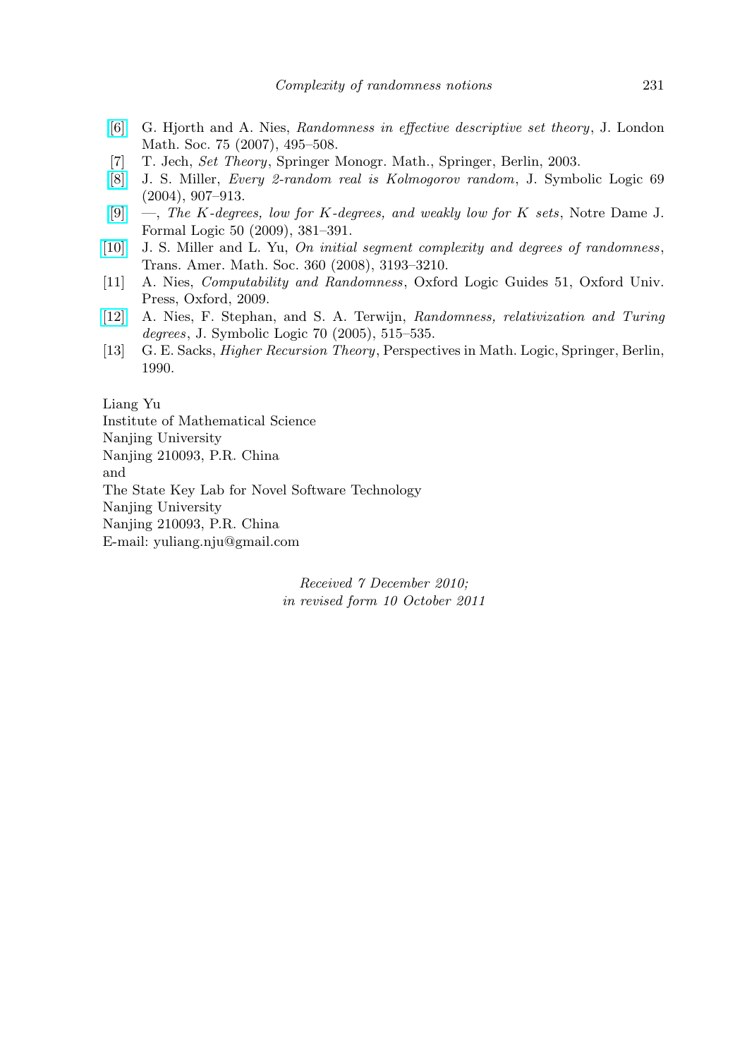[6] G. Hjorth and A. Nies, *Randomness in effective descriptive set theory*, J. London Math. Soc. 75 (2007), 495–508.

[7] T. Jech, *Set Theory*, Springer Monogr. Math., Springer, Berlin, 2003.

[8] J. S. Miller, *Every 2-random real is Kolmogorov random*, J. Symbolic Logic 69 (2004), 907–913.

[9] —, *The K-degrees, low for K-degrees, and weakly low for K sets*, Notre Dame J. Formal Logic 50 (2009), 381–391.

[10] J. S. Miller and L. Yu, *On initial segment complexity and degrees of randomness*, Trans. Amer. Math. Soc. 360 (2008), 3193–3210.

[11] A. Nies, *Computability and Randomness*, Oxford Logic Guides 51, Oxford Univ. Press, Oxford, 2009.

[12] A. Nies, F. Stephan, and S. A. Terwijn, *Randomness, relativization and Turing degrees*, J. Symbolic Logic 70 (2005), 515–535.

[13] G. E. Sacks, *Higher Recursion Theory*, Perspectives in Math. Logic, Springer, Berlin, 1990.

Liang Yu
Institute of Mathematical Science
Nanjing University
Nanjing 210093, P.R. China
and
The State Key Lab for Novel Software Technology
Nanjing University
Nanjing 210093, P.R. China
E-mail: yuliang.nju@gmail.com

*Received 7 December 2010;*
*in revised form 10 October 2011*